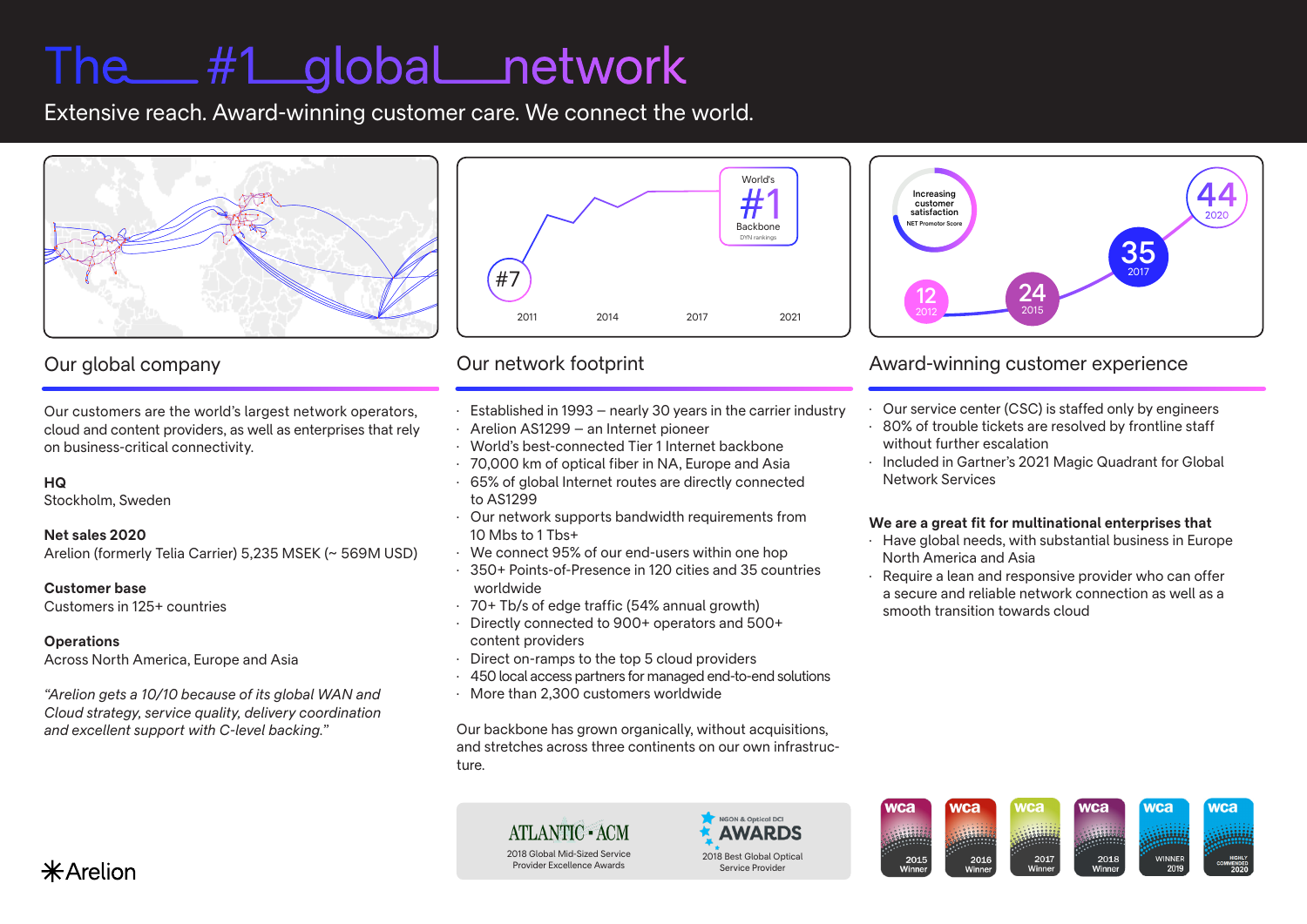# The #1 global network

Extensive reach. Award-winning customer care. We connect the world.

## Our global company

Our customers are the world's largest network operators, cloud and content providers, as well as enterprises that rely on business-critical connectivity.

**HQ**
Stockholm, Sweden

**Net sales 2020**
Arelion (formerly Telia Carrier) 5,235 MSEK (~ 569M USD)

**Customer base**
Customers in 125+ countries

**Operations**
Across North America, Europe and Asia

*"Arelion gets a 10/10 because of its global WAN and Cloud strategy, service quality, delivery coordination and excellent support with C-level backing."*

## Our network footprint

- Established in 1993 – nearly 30 years in the carrier industry
- Arelion AS1299 – an Internet pioneer
- World's best-connected Tier 1 Internet backbone
- 70,000 km of optical fiber in NA, Europe and Asia
- 65% of global Internet routes are directly connected to AS1299
- Our network supports bandwidth requirements from 10 Mbs to 1 Tbs+
- We connect 95% of our end-users within one hop
- 350+ Points-of-Presence in 120 cities and 35 countries worldwide
- 70+ Tb/s of edge traffic (54% annual growth)
- Directly connected to 900+ operators and 500+ content providers
- Direct on-ramps to the top 5 cloud providers
- 450 local access partners for managed end-to-end solutions
- More than 2,300 customers worldwide

Our backbone has grown organically, without acquisitions, and stretches across three continents on our own infrastructure.

## Award-winning customer experience

- Our service center (CSC) is staffed only by engineers
- 80% of trouble tickets are resolved by frontline staff without further escalation
- Included in Gartner's 2021 Magic Quadrant for Global Network Services

**We are a great fit for multinational enterprises that**

- Have global needs, with substantial business in Europe North America and Asia
- Require a lean and responsive provider who can offer a secure and reliable network connection as well as a smooth transition towards cloud

ATLANTIC-ACM 2018 Global Mid-Sized Service Provider Excellence Awards

MGON & Optical DCI AWARDS 2018 Best Global Optical Service Provider

wca 2015 Winner · wca 2016 Winner · wca 2017 Winner · wca 2018 Winner · wca Winner 2019 · wca Highly Commended 2020

Arelion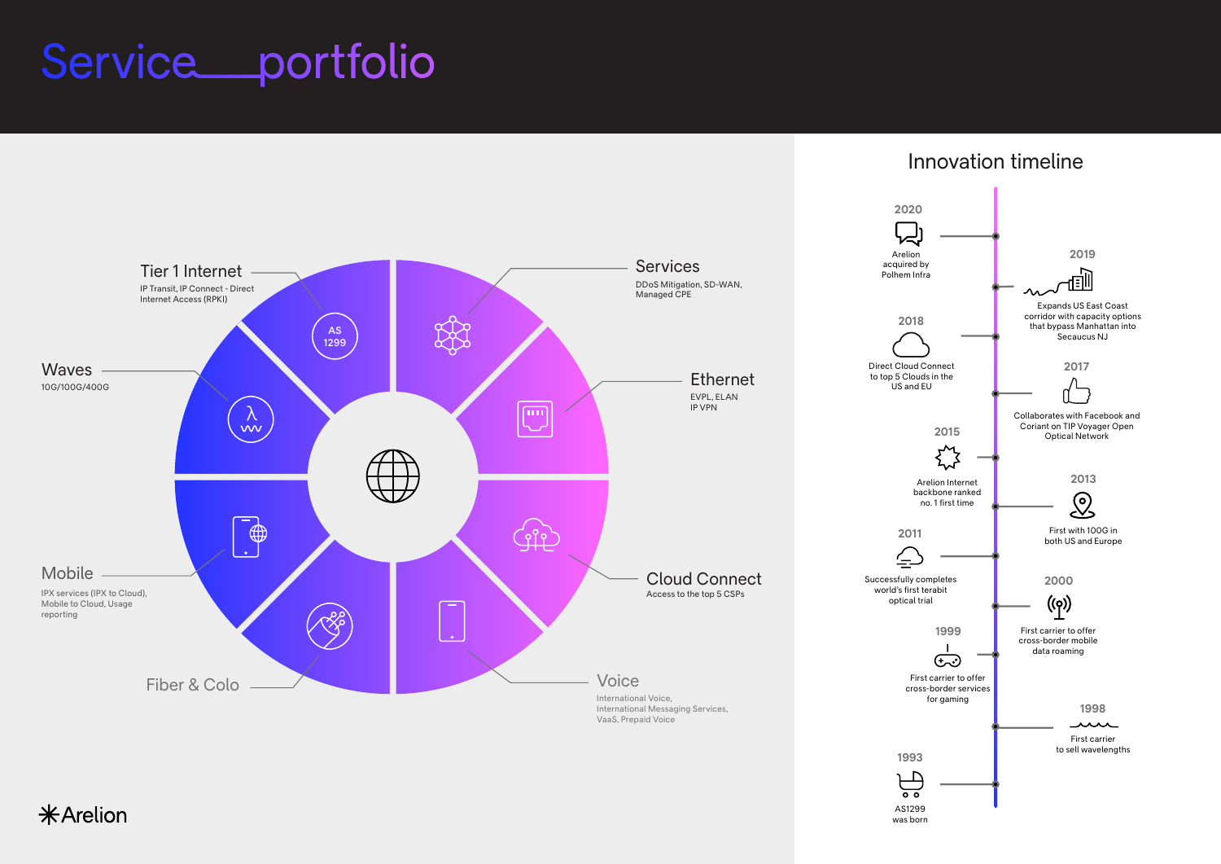# Service portfolio

Tier 1 Internet
IP Transit, IP Connect - Direct Internet Access (RPKI)

AS 1299

Services
DDoS Mitigation, SD-WAN, Managed CPE

Waves
10G/100G/400G

Ethernet
EVPL, ELAN
IP VPN

Mobile
IPX services (IPX to Cloud), Mobile to Cloud, Usage reporting

Cloud Connect
Access to the top 5 CSPs

Fiber & Colo

Voice
International Voice, International Messaging Services, VaaS, Prepaid Voice

Arelion

## Innovation timeline

**2020**
Arelion acquired by Polhem Infra

**2019**
Expands US East Coast corridor with capacity options that bypass Manhattan into Secaucus NJ

**2018**
Direct Cloud Connect to top 5 Clouds in the US and EU

**2017**
Collaborates with Facebook and Coriant on TIP Voyager Open Optical Network

**2015**
Arelion Internet backbone ranked no. 1 first time

**2013**
First with 100G in both US and Europe

**2011**
Successfully completes world's first terabit optical trial

**2000**
First carrier to offer cross-border mobile data roaming

**1999**
First carrier to offer cross-border services for gaming

**1998**
First carrier to sell wavelengths

**1993**
AS1299 was born